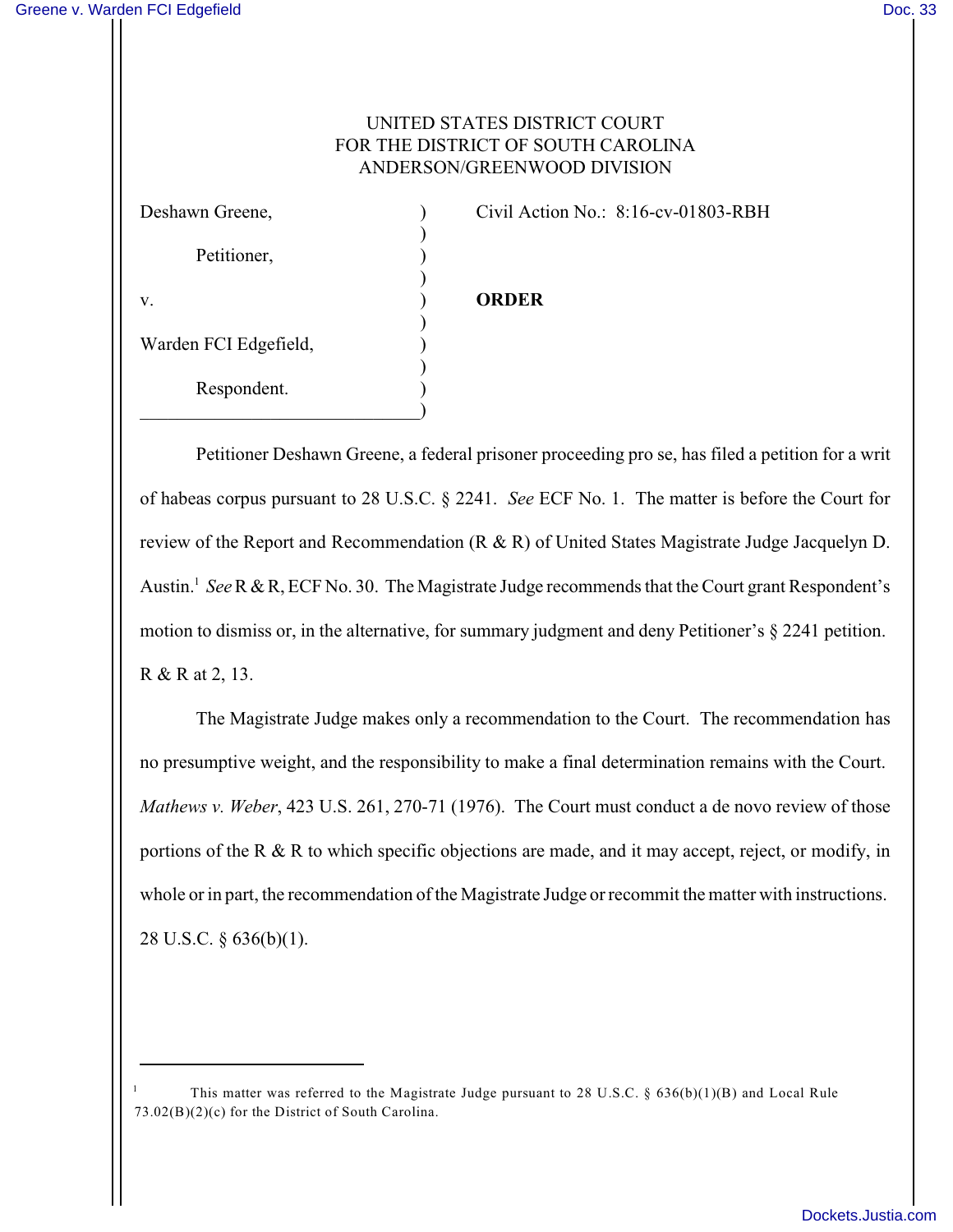UNITED STATES DISTRICT COURT
FOR THE DISTRICT OF SOUTH CAROLINA
ANDERSON/GREENWOOD DIVISION

| | | |
|---|---|---|
| Deshawn Greene, | ) | Civil Action No.: 8:16-cv-01803-RBH |
| Petitioner, | ) | |
| v. | ) | **ORDER** |
| Warden FCI Edgefield, | ) | |
| Respondent. | ) | |

Petitioner Deshawn Greene, a federal prisoner proceeding pro se, has filed a petition for a writ of habeas corpus pursuant to 28 U.S.C. § 2241. *See* ECF No. 1. The matter is before the Court for review of the Report and Recommendation (R & R) of United States Magistrate Judge Jacquelyn D. Austin.[1] *See* R & R, ECF No. 30. The Magistrate Judge recommends that the Court grant Respondent's motion to dismiss or, in the alternative, for summary judgment and deny Petitioner's § 2241 petition. R & R at 2, 13.

The Magistrate Judge makes only a recommendation to the Court. The recommendation has no presumptive weight, and the responsibility to make a final determination remains with the Court. *Mathews v. Weber*, 423 U.S. 261, 270-71 (1976). The Court must conduct a de novo review of those portions of the R & R to which specific objections are made, and it may accept, reject, or modify, in whole or in part, the recommendation of the Magistrate Judge or recommit the matter with instructions. 28 U.S.C. § 636(b)(1).

[1] This matter was referred to the Magistrate Judge pursuant to 28 U.S.C. § 636(b)(1)(B) and Local Rule 73.02(B)(2)(c) for the District of South Carolina.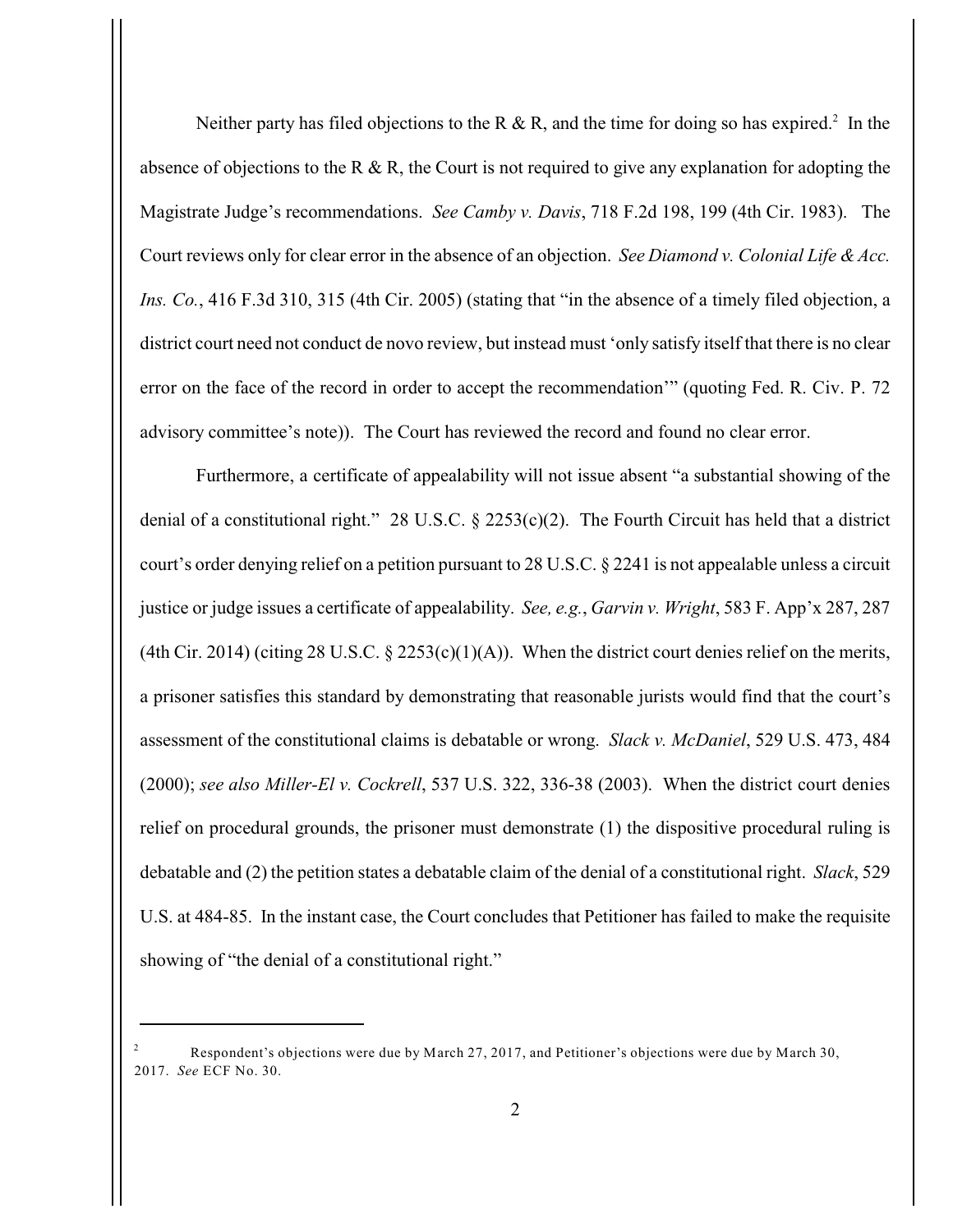Neither party has filed objections to the R & R, and the time for doing so has expired.[2] In the absence of objections to the R & R, the Court is not required to give any explanation for adopting the Magistrate Judge's recommendations. *See Camby v. Davis*, 718 F.2d 198, 199 (4th Cir. 1983). The Court reviews only for clear error in the absence of an objection. *See Diamond v. Colonial Life & Acc. Ins. Co.*, 416 F.3d 310, 315 (4th Cir. 2005) (stating that "in the absence of a timely filed objection, a district court need not conduct de novo review, but instead must 'only satisfy itself that there is no clear error on the face of the record in order to accept the recommendation'" (quoting Fed. R. Civ. P. 72 advisory committee's note)). The Court has reviewed the record and found no clear error.

Furthermore, a certificate of appealability will not issue absent "a substantial showing of the denial of a constitutional right." 28 U.S.C. § 2253(c)(2). The Fourth Circuit has held that a district court's order denying relief on a petition pursuant to 28 U.S.C. § 2241 is not appealable unless a circuit justice or judge issues a certificate of appealability. *See, e.g.*, *Garvin v. Wright*, 583 F. App'x 287, 287 (4th Cir. 2014) (citing 28 U.S.C. § 2253(c)(1)(A)). When the district court denies relief on the merits, a prisoner satisfies this standard by demonstrating that reasonable jurists would find that the court's assessment of the constitutional claims is debatable or wrong. *Slack v. McDaniel*, 529 U.S. 473, 484 (2000); *see also Miller-El v. Cockrell*, 537 U.S. 322, 336-38 (2003). When the district court denies relief on procedural grounds, the prisoner must demonstrate (1) the dispositive procedural ruling is debatable and (2) the petition states a debatable claim of the denial of a constitutional right. *Slack*, 529 U.S. at 484-85. In the instant case, the Court concludes that Petitioner has failed to make the requisite showing of "the denial of a constitutional right."

---

[2] Respondent's objections were due by March 27, 2017, and Petitioner's objections were due by March 30, 2017. *See* ECF No. 30.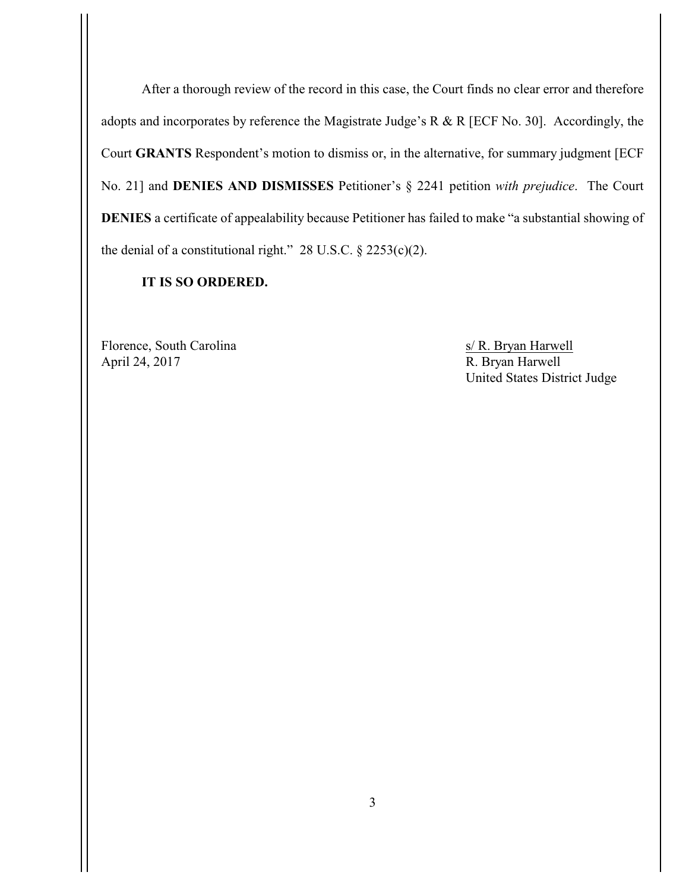After a thorough review of the record in this case, the Court finds no clear error and therefore adopts and incorporates by reference the Magistrate Judge's R & R [ECF No. 30]. Accordingly, the Court **GRANTS** Respondent's motion to dismiss or, in the alternative, for summary judgment [ECF No. 21] and **DENIES AND DISMISSES** Petitioner's § 2241 petition *with prejudice*. The Court **DENIES** a certificate of appealability because Petitioner has failed to make "a substantial showing of the denial of a constitutional right." 28 U.S.C. § 2253(c)(2).

**IT IS SO ORDERED.**

Florence, South Carolina
April 24, 2017

s/ R. Bryan Harwell
R. Bryan Harwell
United States District Judge